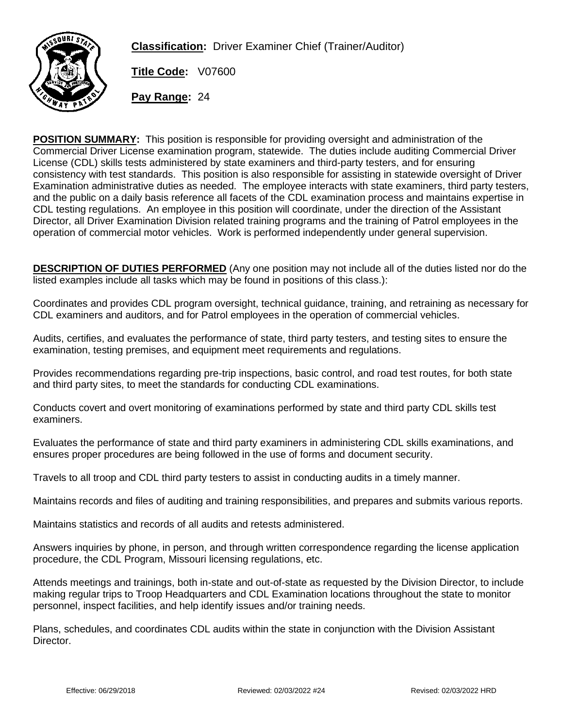**Classification:** Driver Examiner Chief (Trainer/Auditor)

**Title Code:** V07600

**Pay Range:** 24

**POSITION SUMMARY:** This position is responsible for providing oversight and administration of the Commercial Driver License examination program, statewide. The duties include auditing Commercial Driver License (CDL) skills tests administered by state examiners and third-party testers, and for ensuring consistency with test standards. This position is also responsible for assisting in statewide oversight of Driver Examination administrative duties as needed. The employee interacts with state examiners, third party testers, and the public on a daily basis reference all facets of the CDL examination process and maintains expertise in CDL testing regulations. An employee in this position will coordinate, under the direction of the Assistant Director, all Driver Examination Division related training programs and the training of Patrol employees in the operation of commercial motor vehicles. Work is performed independently under general supervision.

**DESCRIPTION OF DUTIES PERFORMED** (Any one position may not include all of the duties listed nor do the listed examples include all tasks which may be found in positions of this class.):

Coordinates and provides CDL program oversight, technical guidance, training, and retraining as necessary for CDL examiners and auditors, and for Patrol employees in the operation of commercial vehicles.

Audits, certifies, and evaluates the performance of state, third party testers, and testing sites to ensure the examination, testing premises, and equipment meet requirements and regulations.

Provides recommendations regarding pre-trip inspections, basic control, and road test routes, for both state and third party sites, to meet the standards for conducting CDL examinations.

Conducts covert and overt monitoring of examinations performed by state and third party CDL skills test examiners.

Evaluates the performance of state and third party examiners in administering CDL skills examinations, and ensures proper procedures are being followed in the use of forms and document security.

Travels to all troop and CDL third party testers to assist in conducting audits in a timely manner.

Maintains records and files of auditing and training responsibilities, and prepares and submits various reports.

Maintains statistics and records of all audits and retests administered.

Answers inquiries by phone, in person, and through written correspondence regarding the license application procedure, the CDL Program, Missouri licensing regulations, etc.

Attends meetings and trainings, both in-state and out-of-state as requested by the Division Director, to include making regular trips to Troop Headquarters and CDL Examination locations throughout the state to monitor personnel, inspect facilities, and help identify issues and/or training needs.

Plans, schedules, and coordinates CDL audits within the state in conjunction with the Division Assistant Director.

Effective: 06/29/2018 Reviewed: 02/03/2022 #24 Revised: 02/03/2022 HRD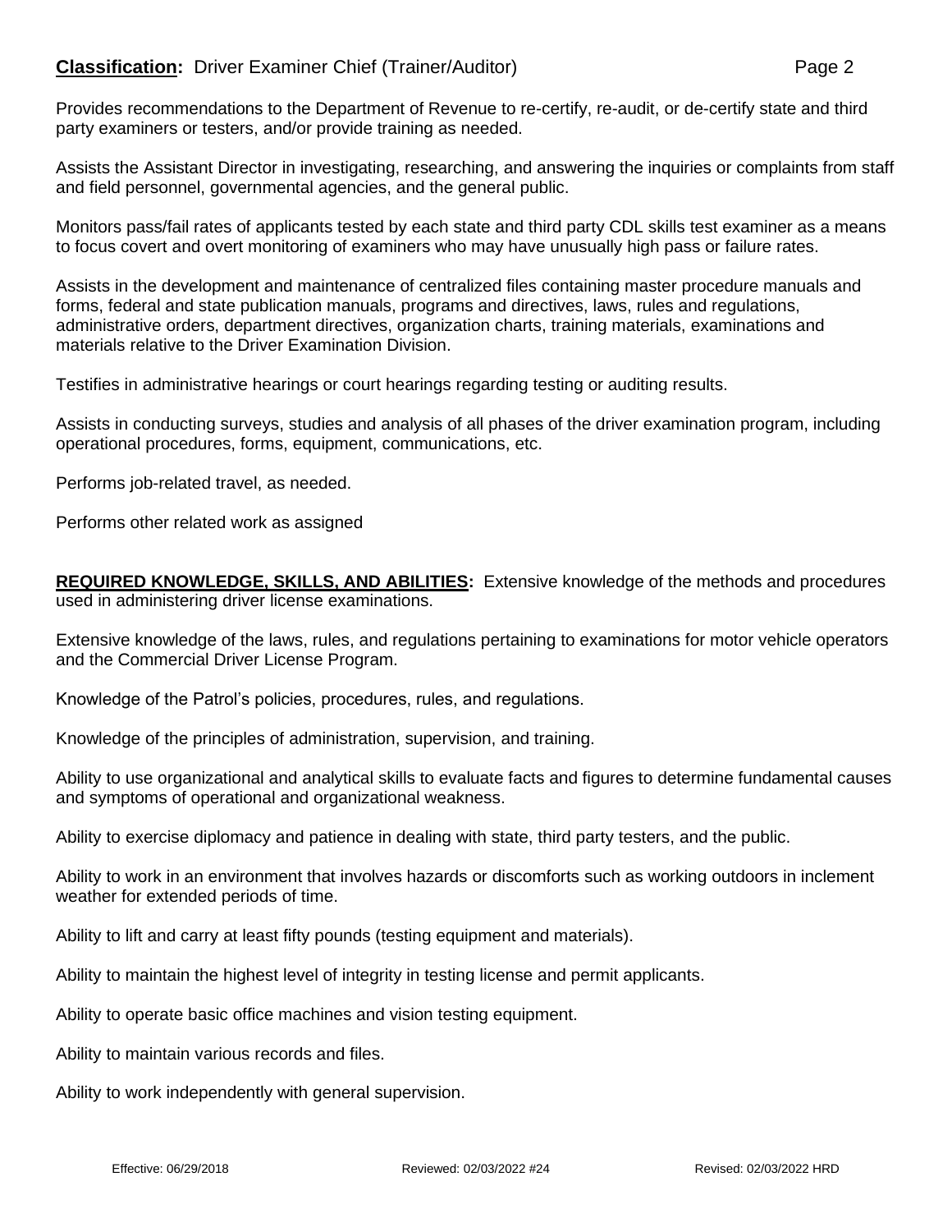Provides recommendations to the Department of Revenue to re-certify, re-audit, or de-certify state and third party examiners or testers, and/or provide training as needed.

Assists the Assistant Director in investigating, researching, and answering the inquiries or complaints from staff and field personnel, governmental agencies, and the general public.

Monitors pass/fail rates of applicants tested by each state and third party CDL skills test examiner as a means to focus covert and overt monitoring of examiners who may have unusually high pass or failure rates.

Assists in the development and maintenance of centralized files containing master procedure manuals and forms, federal and state publication manuals, programs and directives, laws, rules and regulations, administrative orders, department directives, organization charts, training materials, examinations and materials relative to the Driver Examination Division.

Testifies in administrative hearings or court hearings regarding testing or auditing results.

Assists in conducting surveys, studies and analysis of all phases of the driver examination program, including operational procedures, forms, equipment, communications, etc.

Performs job-related travel, as needed.

Performs other related work as assigned

**REQUIRED KNOWLEDGE, SKILLS, AND ABILITIES:** Extensive knowledge of the methods and procedures used in administering driver license examinations.

Extensive knowledge of the laws, rules, and regulations pertaining to examinations for motor vehicle operators and the Commercial Driver License Program.

Knowledge of the Patrol's policies, procedures, rules, and regulations.

Knowledge of the principles of administration, supervision, and training.

Ability to use organizational and analytical skills to evaluate facts and figures to determine fundamental causes and symptoms of operational and organizational weakness.

Ability to exercise diplomacy and patience in dealing with state, third party testers, and the public.

Ability to work in an environment that involves hazards or discomforts such as working outdoors in inclement weather for extended periods of time.

Ability to lift and carry at least fifty pounds (testing equipment and materials).

Ability to maintain the highest level of integrity in testing license and permit applicants.

Ability to operate basic office machines and vision testing equipment.

Ability to maintain various records and files.

Ability to work independently with general supervision.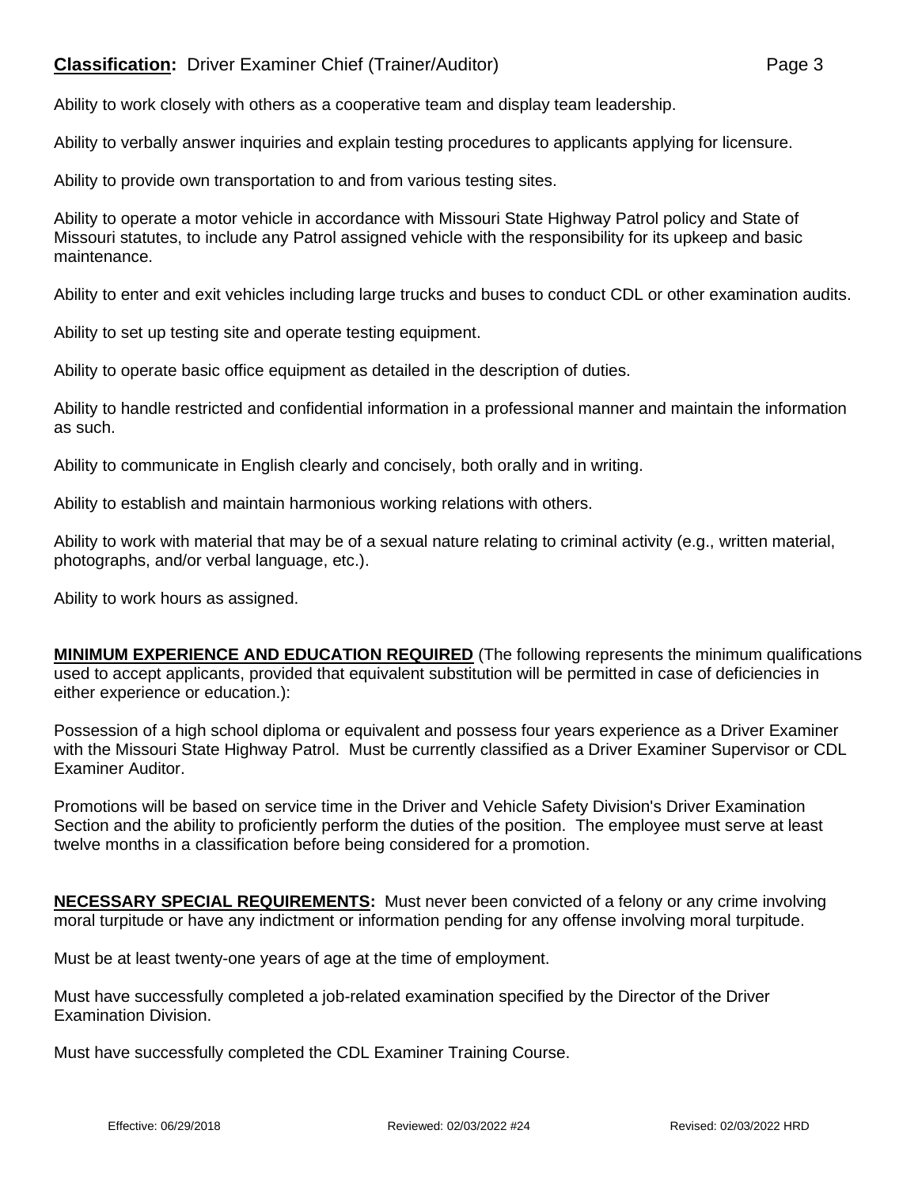Ability to work closely with others as a cooperative team and display team leadership.

Ability to verbally answer inquiries and explain testing procedures to applicants applying for licensure.

Ability to provide own transportation to and from various testing sites.

Ability to operate a motor vehicle in accordance with Missouri State Highway Patrol policy and State of Missouri statutes, to include any Patrol assigned vehicle with the responsibility for its upkeep and basic maintenance.

Ability to enter and exit vehicles including large trucks and buses to conduct CDL or other examination audits.

Ability to set up testing site and operate testing equipment.

Ability to operate basic office equipment as detailed in the description of duties.

Ability to handle restricted and confidential information in a professional manner and maintain the information as such.

Ability to communicate in English clearly and concisely, both orally and in writing.

Ability to establish and maintain harmonious working relations with others.

Ability to work with material that may be of a sexual nature relating to criminal activity (e.g., written material, photographs, and/or verbal language, etc.).

Ability to work hours as assigned.

**MINIMUM EXPERIENCE AND EDUCATION REQUIRED** (The following represents the minimum qualifications used to accept applicants, provided that equivalent substitution will be permitted in case of deficiencies in either experience or education.):

Possession of a high school diploma or equivalent and possess four years experience as a Driver Examiner with the Missouri State Highway Patrol. Must be currently classified as a Driver Examiner Supervisor or CDL Examiner Auditor.

Promotions will be based on service time in the Driver and Vehicle Safety Division's Driver Examination Section and the ability to proficiently perform the duties of the position. The employee must serve at least twelve months in a classification before being considered for a promotion.

**NECESSARY SPECIAL REQUIREMENTS:** Must never been convicted of a felony or any crime involving moral turpitude or have any indictment or information pending for any offense involving moral turpitude.

Must be at least twenty-one years of age at the time of employment.

Must have successfully completed a job-related examination specified by the Director of the Driver Examination Division.

Must have successfully completed the CDL Examiner Training Course.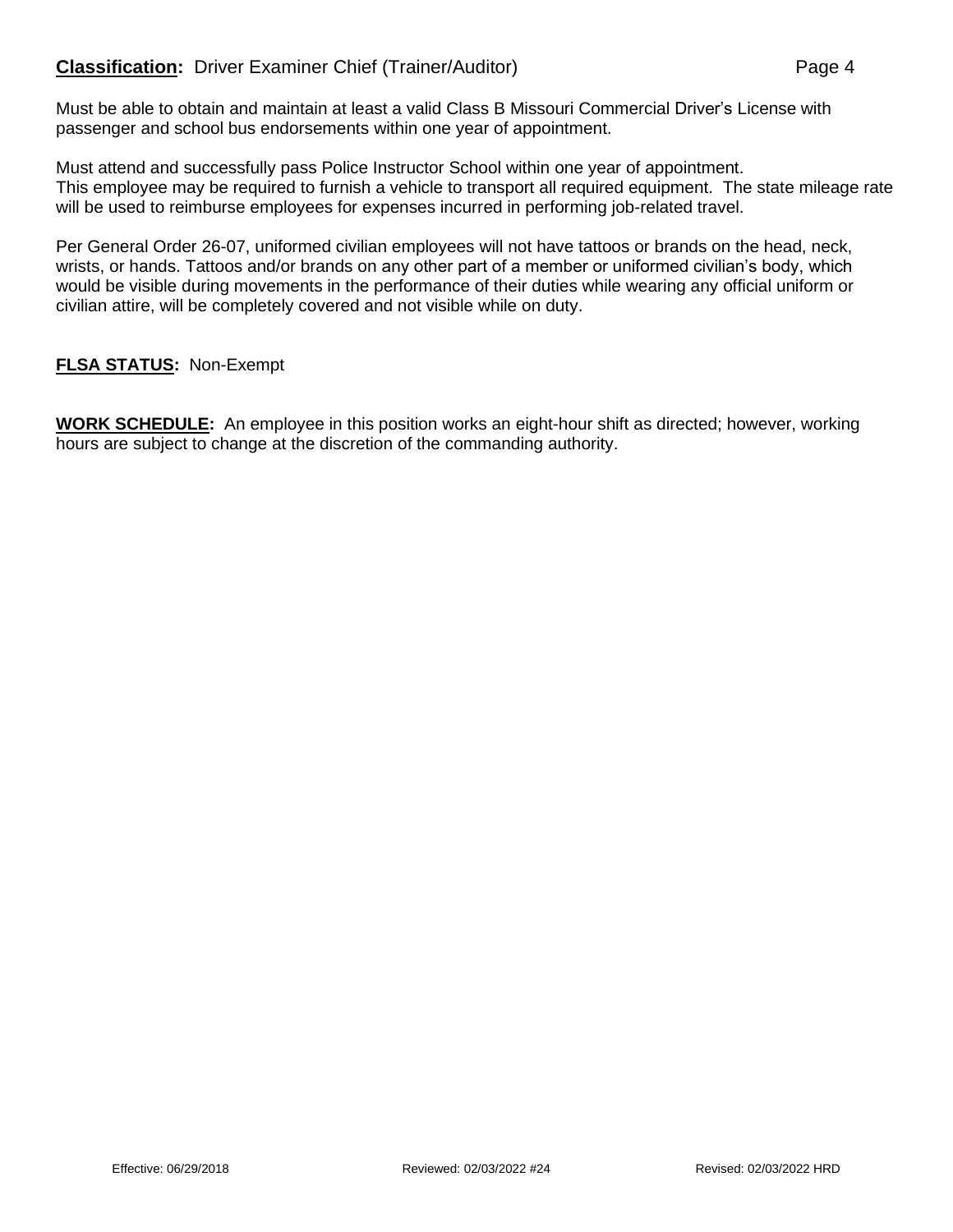Must be able to obtain and maintain at least a valid Class B Missouri Commercial Driver's License with passenger and school bus endorsements within one year of appointment.

Must attend and successfully pass Police Instructor School within one year of appointment.
This employee may be required to furnish a vehicle to transport all required equipment. The state mileage rate will be used to reimburse employees for expenses incurred in performing job-related travel.

Per General Order 26-07, uniformed civilian employees will not have tattoos or brands on the head, neck, wrists, or hands. Tattoos and/or brands on any other part of a member or uniformed civilian's body, which would be visible during movements in the performance of their duties while wearing any official uniform or civilian attire, will be completely covered and not visible while on duty.

**FLSA STATUS:** Non-Exempt

**WORK SCHEDULE:** An employee in this position works an eight-hour shift as directed; however, working hours are subject to change at the discretion of the commanding authority.